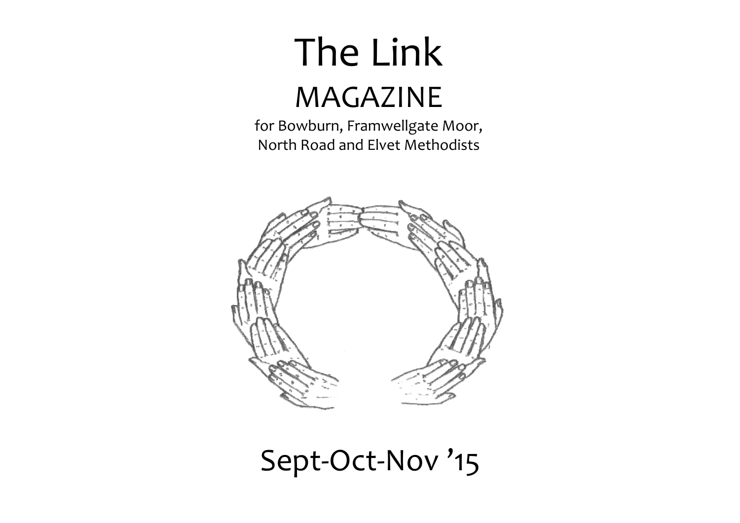# The Link

## MAGAZINE

for Bowburn, Framwellgate Moor,
North Road and Elvet Methodists

Sept-Oct-Nov ’15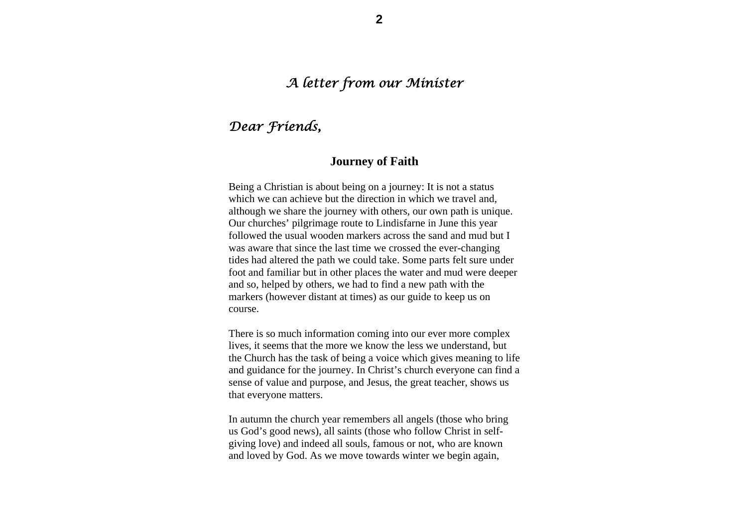# *A letter from our Minister*

*Dear Friends,*

## Journey of Faith

Being a Christian is about being on a journey: It is not a status which we can achieve but the direction in which we travel and, although we share the journey with others, our own path is unique. Our churches' pilgrimage route to Lindisfarne in June this year followed the usual wooden markers across the sand and mud but I was aware that since the last time we crossed the ever-changing tides had altered the path we could take. Some parts felt sure under foot and familiar but in other places the water and mud were deeper and so, helped by others, we had to find a new path with the markers (however distant at times) as our guide to keep us on course.

There is so much information coming into our ever more complex lives, it seems that the more we know the less we understand, but the Church has the task of being a voice which gives meaning to life and guidance for the journey. In Christ's church everyone can find a sense of value and purpose, and Jesus, the great teacher, shows us that everyone matters.

In autumn the church year remembers all angels (those who bring us God's good news), all saints (those who follow Christ in self-giving love) and indeed all souls, famous or not, who are known and loved by God. As we move towards winter we begin again,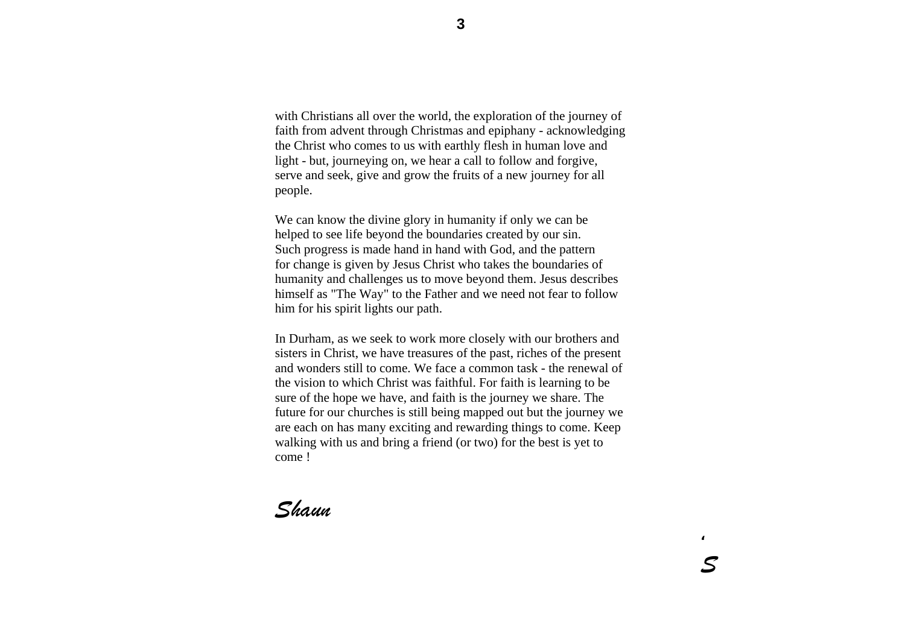with Christians all over the world, the exploration of the journey of faith from advent through Christmas and epiphany - acknowledging the Christ who comes to us with earthly flesh in human love and light - but, journeying on, we hear a call to follow and forgive, serve and seek, give and grow the fruits of a new journey for all people.

We can know the divine glory in humanity if only we can be helped to see life beyond the boundaries created by our sin. Such progress is made hand in hand with God, and the pattern for change is given by Jesus Christ who takes the boundaries of humanity and challenges us to move beyond them. Jesus describes himself as "The Way" to the Father and we need not fear to follow him for his spirit lights our path.

In Durham, as we seek to work more closely with our brothers and sisters in Christ, we have treasures of the past, riches of the present and wonders still to come. We face a common task - the renewal of the vision to which Christ was faithful. For faith is learning to be sure of the hope we have, and faith is the journey we share. The future for our churches is still being mapped out but the journey we are each on has many exciting and rewarding things to come. Keep walking with us and bring a friend (or two) for the best is yet to come !

*Shaun*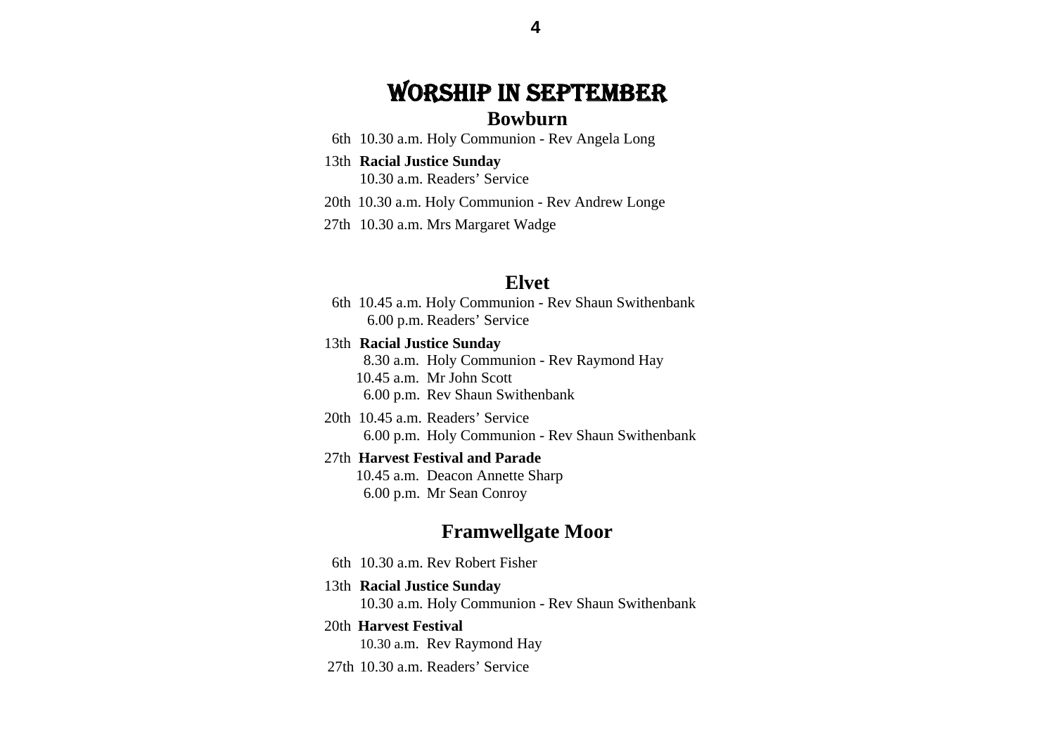# WORSHIP IN SEPTEMBER

## Bowburn

6th 10.30 a.m. Holy Communion - Rev Angela Long

13th **Racial Justice Sunday**
10.30 a.m. Readers' Service

20th 10.30 a.m. Holy Communion - Rev Andrew Longe

27th 10.30 a.m. Mrs Margaret Wadge

## Elvet

6th 10.45 a.m. Holy Communion - Rev Shaun Swithenbank
6.00 p.m. Readers' Service

13th **Racial Justice Sunday**
8.30 a.m. Holy Communion - Rev Raymond Hay
10.45 a.m. Mr John Scott
6.00 p.m. Rev Shaun Swithenbank

20th 10.45 a.m. Readers' Service
6.00 p.m. Holy Communion - Rev Shaun Swithenbank

27th **Harvest Festival and Parade**
10.45 a.m. Deacon Annette Sharp
6.00 p.m. Mr Sean Conroy

## Framwellgate Moor

6th 10.30 a.m. Rev Robert Fisher

13th **Racial Justice Sunday**
10.30 a.m. Holy Communion - Rev Shaun Swithenbank

20th **Harvest Festival**
10.30 a.m. Rev Raymond Hay

27th 10.30 a.m. Readers' Service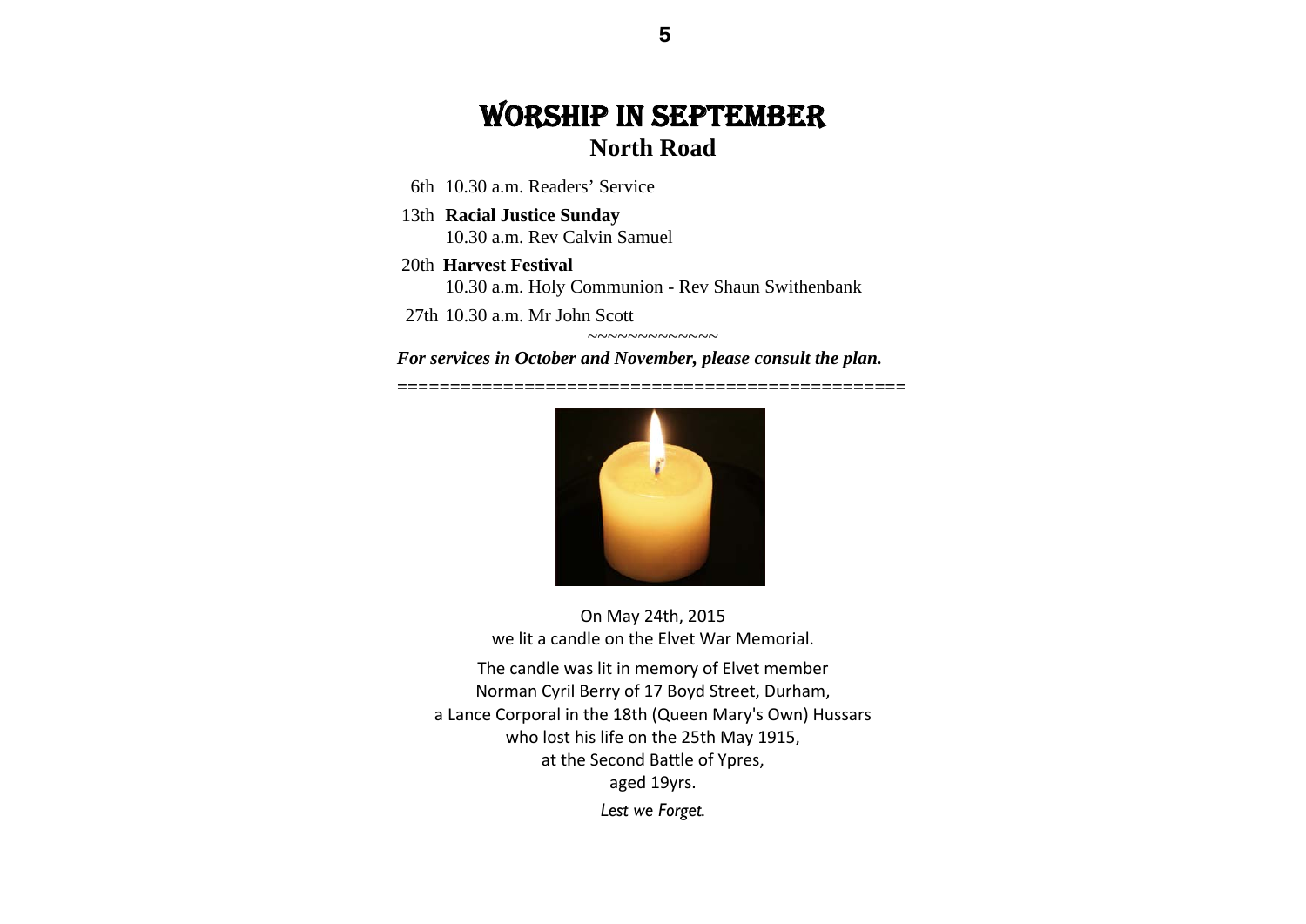# WORSHIP IN SEPTEMBER

## North Road

6th 10.30 a.m. Readers' Service

13th **Racial Justice Sunday**
10.30 a.m. Rev Calvin Samuel

20th **Harvest Festival**
10.30 a.m. Holy Communion - Rev Shaun Swithenbank

27th 10.30 a.m. Mr John Scott

~~~~~~~~~~~~~~

***For services in October and November, please consult the plan.***

==============================================

On May 24th, 2015
we lit a candle on the Elvet War Memorial.

The candle was lit in memory of Elvet member
Norman Cyril Berry of 17 Boyd Street, Durham,
a Lance Corporal in the 18th (Queen Mary's Own) Hussars
who lost his life on the 25th May 1915,
at the Second Battle of Ypres,
aged 19yrs.

*Lest we Forget.*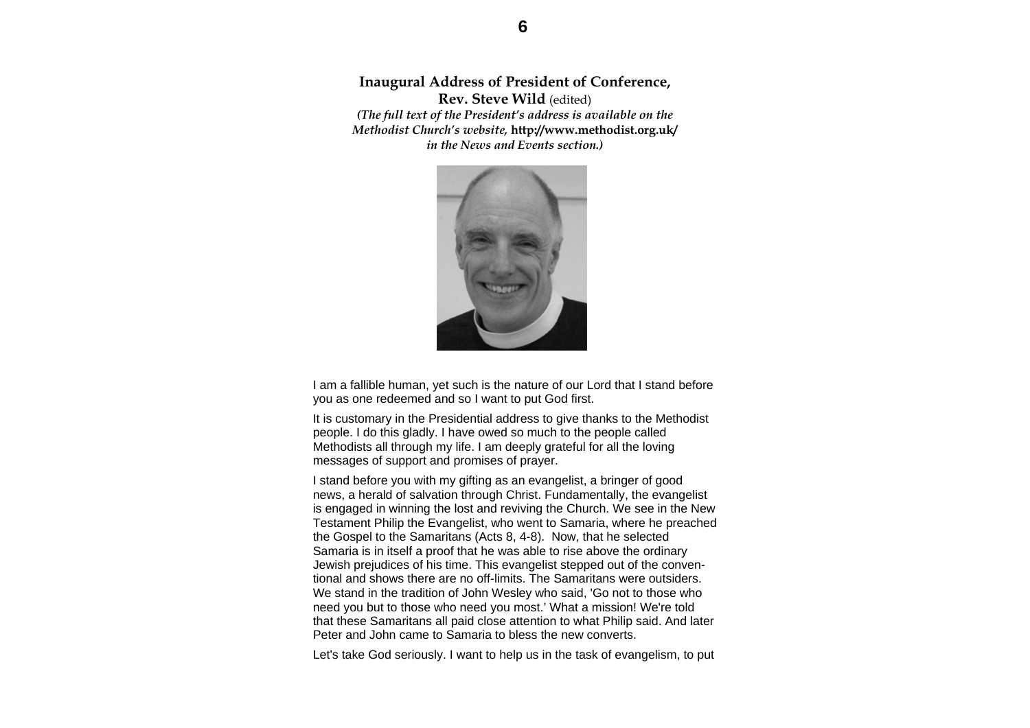**Inaugural Address of President of Conference,**
**Rev. Steve Wild** (edited)

*(The full text of the President's address is available on the Methodist Church's website,* **http://www.methodist.org.uk/** *in the News and Events section.)*

I am a fallible human, yet such is the nature of our Lord that I stand before you as one redeemed and so I want to put God first.

It is customary in the Presidential address to give thanks to the Methodist people. I do this gladly. I have owed so much to the people called Methodists all through my life. I am deeply grateful for all the loving messages of support and promises of prayer.

I stand before you with my gifting as an evangelist, a bringer of good news, a herald of salvation through Christ. Fundamentally, the evangelist is engaged in winning the lost and reviving the Church. We see in the New Testament Philip the Evangelist, who went to Samaria, where he preached the Gospel to the Samaritans (Acts 8, 4-8). Now, that he selected Samaria is in itself a proof that he was able to rise above the ordinary Jewish prejudices of his time. This evangelist stepped out of the conventional and shows there are no off-limits. The Samaritans were outsiders. We stand in the tradition of John Wesley who said, 'Go not to those who need you but to those who need you most.' What a mission! We're told that these Samaritans all paid close attention to what Philip said. And later Peter and John came to Samaria to bless the new converts.

Let's take God seriously. I want to help us in the task of evangelism, to put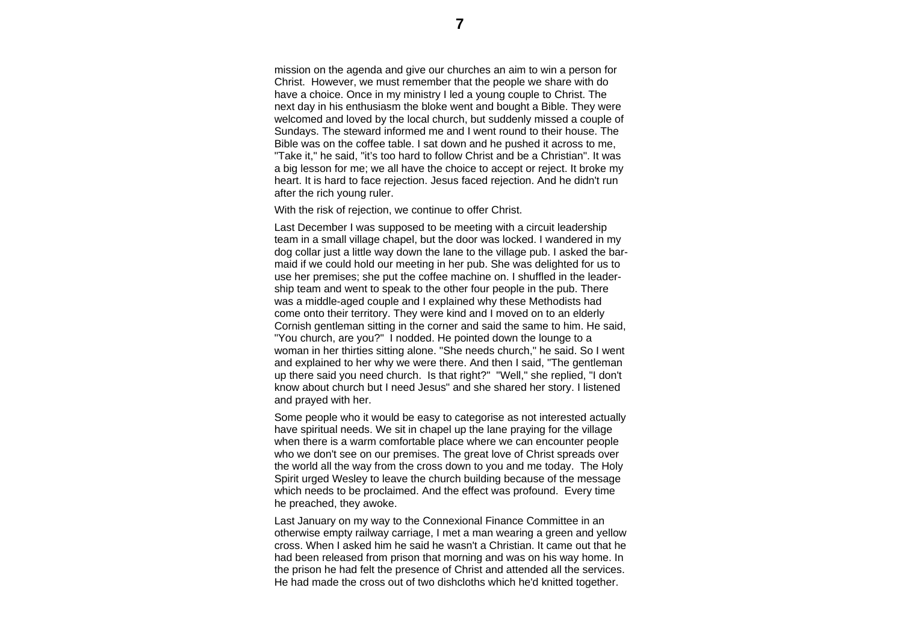mission on the agenda and give our churches an aim to win a person for Christ. However, we must remember that the people we share with do have a choice. Once in my ministry I led a young couple to Christ. The next day in his enthusiasm the bloke went and bought a Bible. They were welcomed and loved by the local church, but suddenly missed a couple of Sundays. The steward informed me and I went round to their house. The Bible was on the coffee table. I sat down and he pushed it across to me, "Take it," he said, "it's too hard to follow Christ and be a Christian". It was a big lesson for me; we all have the choice to accept or reject. It broke my heart. It is hard to face rejection. Jesus faced rejection. And he didn't run after the rich young ruler.

With the risk of rejection, we continue to offer Christ.

Last December I was supposed to be meeting with a circuit leadership team in a small village chapel, but the door was locked. I wandered in my dog collar just a little way down the lane to the village pub. I asked the barmaid if we could hold our meeting in her pub. She was delighted for us to use her premises; she put the coffee machine on. I shuffled in the leadership team and went to speak to the other four people in the pub. There was a middle-aged couple and I explained why these Methodists had come onto their territory. They were kind and I moved on to an elderly Cornish gentleman sitting in the corner and said the same to him. He said, "You church, are you?" I nodded. He pointed down the lounge to a woman in her thirties sitting alone. "She needs church," he said. So I went and explained to her why we were there. And then I said, "The gentleman up there said you need church. Is that right?" "Well," she replied, "I don't know about church but I need Jesus" and she shared her story. I listened and prayed with her.

Some people who it would be easy to categorise as not interested actually have spiritual needs. We sit in chapel up the lane praying for the village when there is a warm comfortable place where we can encounter people who we don't see on our premises. The great love of Christ spreads over the world all the way from the cross down to you and me today. The Holy Spirit urged Wesley to leave the church building because of the message which needs to be proclaimed. And the effect was profound. Every time he preached, they awoke.

Last January on my way to the Connexional Finance Committee in an otherwise empty railway carriage, I met a man wearing a green and yellow cross. When I asked him he said he wasn't a Christian. It came out that he had been released from prison that morning and was on his way home. In the prison he had felt the presence of Christ and attended all the services. He had made the cross out of two dishcloths which he'd knitted together.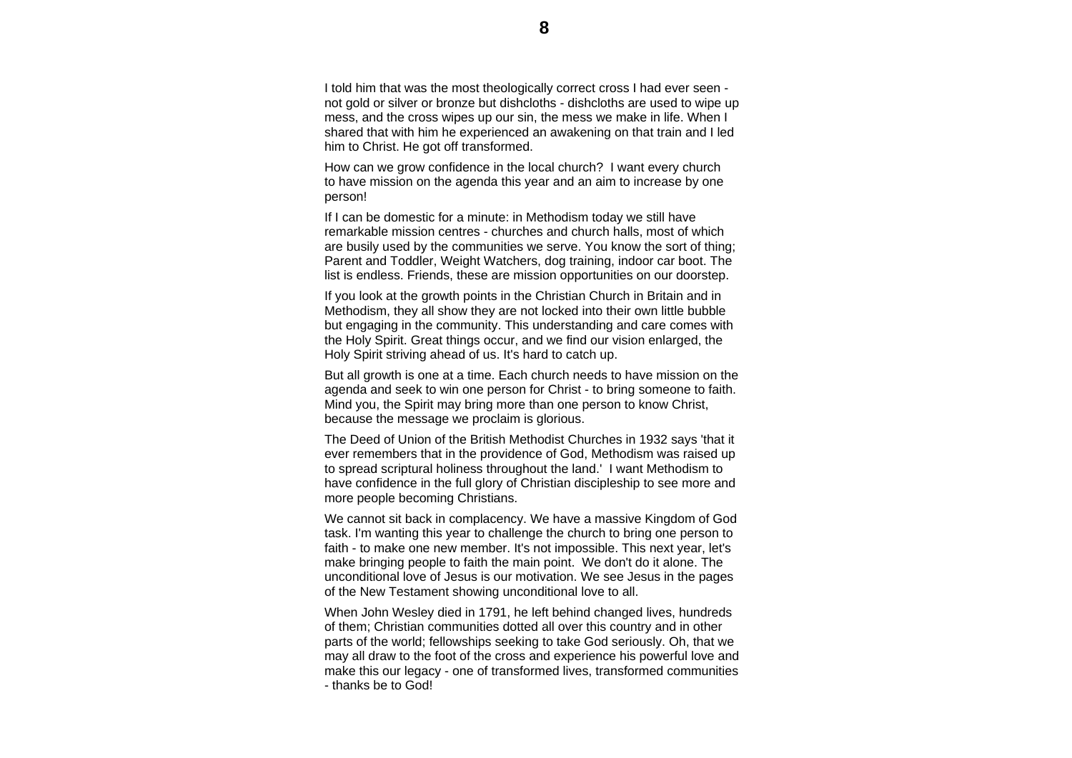I told him that was the most theologically correct cross I had ever seen - not gold or silver or bronze but dishcloths - dishcloths are used to wipe up mess, and the cross wipes up our sin, the mess we make in life. When I shared that with him he experienced an awakening on that train and I led him to Christ. He got off transformed.

How can we grow confidence in the local church? I want every church to have mission on the agenda this year and an aim to increase by one person!

If I can be domestic for a minute: in Methodism today we still have remarkable mission centres - churches and church halls, most of which are busily used by the communities we serve. You know the sort of thing; Parent and Toddler, Weight Watchers, dog training, indoor car boot. The list is endless. Friends, these are mission opportunities on our doorstep.

If you look at the growth points in the Christian Church in Britain and in Methodism, they all show they are not locked into their own little bubble but engaging in the community. This understanding and care comes with the Holy Spirit. Great things occur, and we find our vision enlarged, the Holy Spirit striving ahead of us. It's hard to catch up.

But all growth is one at a time. Each church needs to have mission on the agenda and seek to win one person for Christ - to bring someone to faith. Mind you, the Spirit may bring more than one person to know Christ, because the message we proclaim is glorious.

The Deed of Union of the British Methodist Churches in 1932 says 'that it ever remembers that in the providence of God, Methodism was raised up to spread scriptural holiness throughout the land.' I want Methodism to have confidence in the full glory of Christian discipleship to see more and more people becoming Christians.

We cannot sit back in complacency. We have a massive Kingdom of God task. I'm wanting this year to challenge the church to bring one person to faith - to make one new member. It's not impossible. This next year, let's make bringing people to faith the main point. We don't do it alone. The unconditional love of Jesus is our motivation. We see Jesus in the pages of the New Testament showing unconditional love to all.

When John Wesley died in 1791, he left behind changed lives, hundreds of them; Christian communities dotted all over this country and in other parts of the world; fellowships seeking to take God seriously. Oh, that we may all draw to the foot of the cross and experience his powerful love and make this our legacy - one of transformed lives, transformed communities - thanks be to God!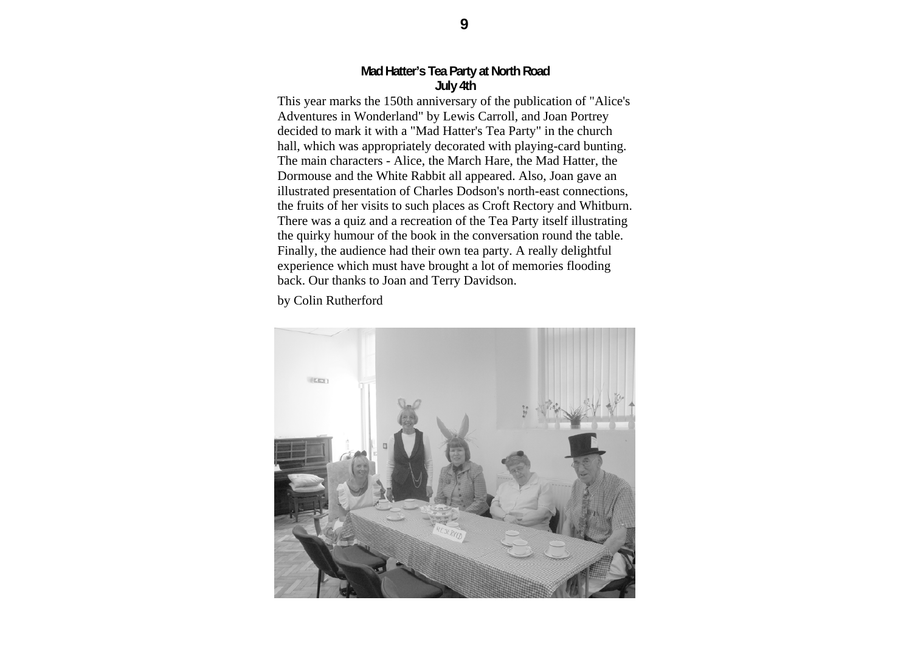## Mad Hatter's Tea Party at North Road
## July 4th

This year marks the 150th anniversary of the publication of "Alice's Adventures in Wonderland" by Lewis Carroll, and Joan Portrey decided to mark it with a "Mad Hatter's Tea Party" in the church hall, which was appropriately decorated with playing-card bunting. The main characters - Alice, the March Hare, the Mad Hatter, the Dormouse and the White Rabbit all appeared. Also, Joan gave an illustrated presentation of Charles Dodson's north-east connections, the fruits of her visits to such places as Croft Rectory and Whitburn. There was a quiz and a recreation of the Tea Party itself illustrating the quirky humour of the book in the conversation round the table. Finally, the audience had their own tea party. A really delightful experience which must have brought a lot of memories flooding back. Our thanks to Joan and Terry Davidson.

by Colin Rutherford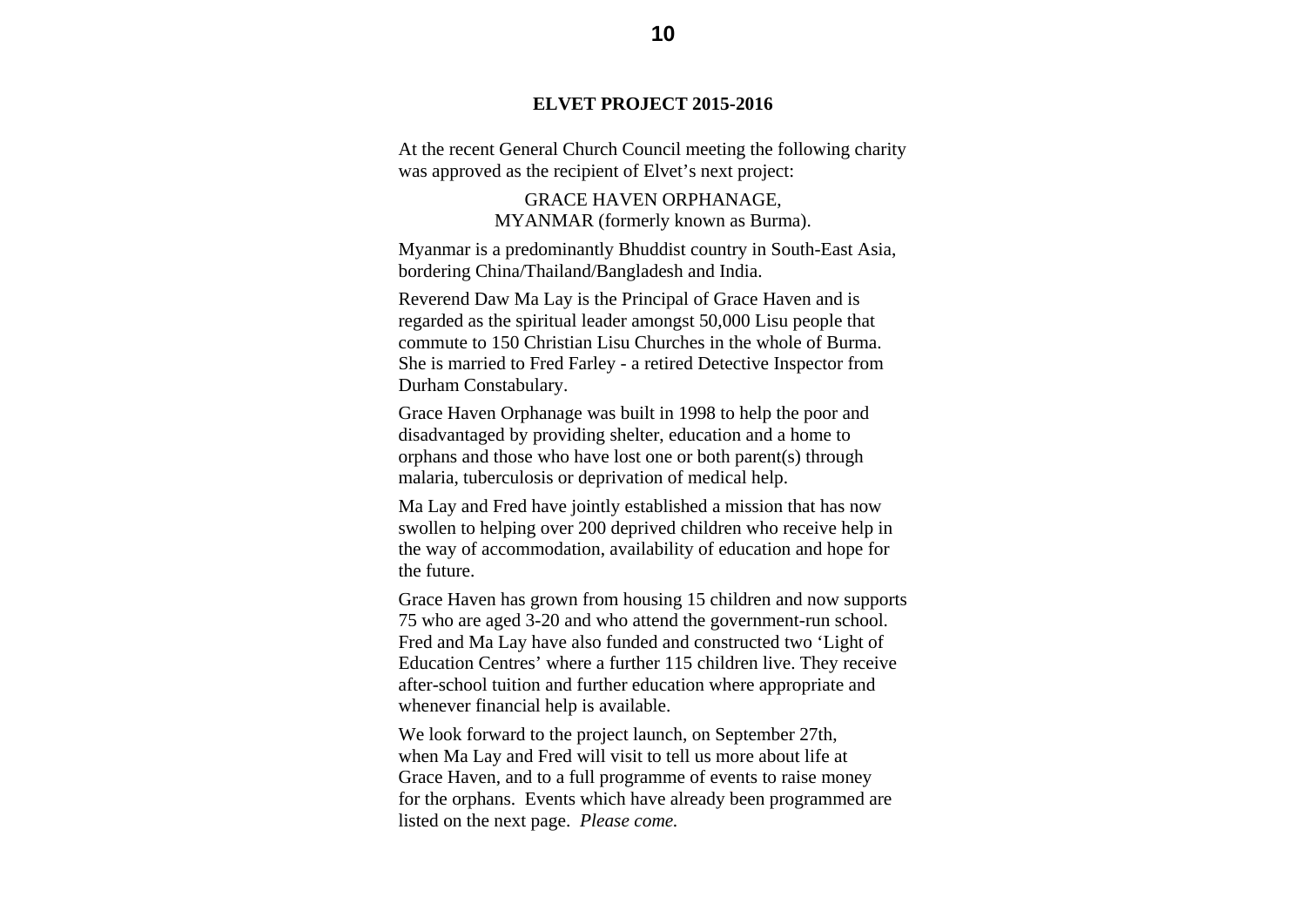## ELVET PROJECT 2015-2016

At the recent General Church Council meeting the following charity was approved as the recipient of Elvet's next project:

GRACE HAVEN ORPHANAGE,
MYANMAR (formerly known as Burma).

Myanmar is a predominantly Bhuddist country in South-East Asia, bordering China/Thailand/Bangladesh and India.

Reverend Daw Ma Lay is the Principal of Grace Haven and is regarded as the spiritual leader amongst 50,000 Lisu people that commute to 150 Christian Lisu Churches in the whole of Burma. She is married to Fred Farley - a retired Detective Inspector from Durham Constabulary.

Grace Haven Orphanage was built in 1998 to help the poor and disadvantaged by providing shelter, education and a home to orphans and those who have lost one or both parent(s) through malaria, tuberculosis or deprivation of medical help.

Ma Lay and Fred have jointly established a mission that has now swollen to helping over 200 deprived children who receive help in the way of accommodation, availability of education and hope for the future.

Grace Haven has grown from housing 15 children and now supports 75 who are aged 3-20 and who attend the government-run school. Fred and Ma Lay have also funded and constructed two 'Light of Education Centres' where a further 115 children live. They receive after-school tuition and further education where appropriate and whenever financial help is available.

We look forward to the project launch, on September 27th, when Ma Lay and Fred will visit to tell us more about life at Grace Haven, and to a full programme of events to raise money for the orphans. Events which have already been programmed are listed on the next page. *Please come.*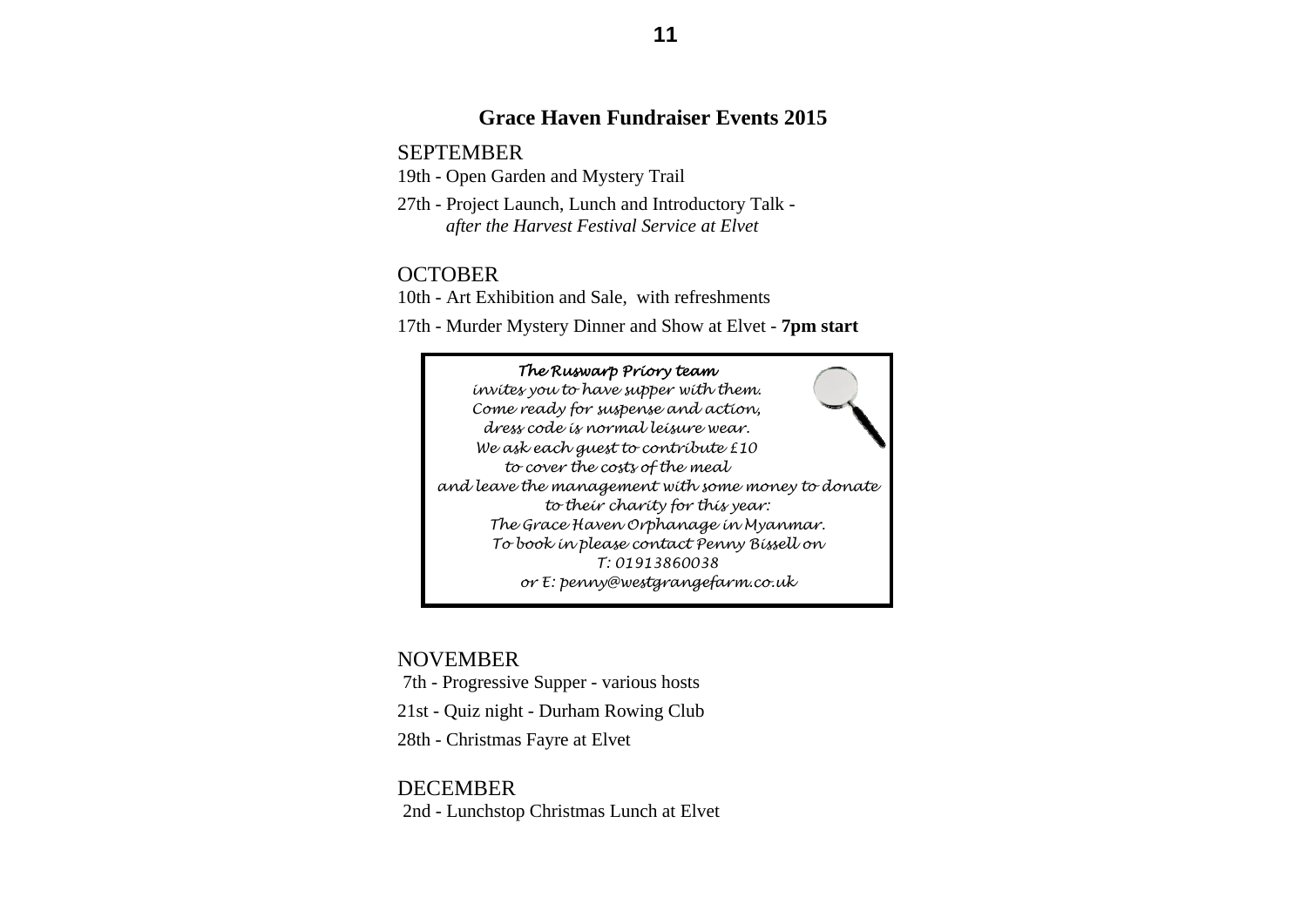## Grace Haven Fundraiser Events 2015

SEPTEMBER

19th - Open Garden and Mystery Trail

27th - Project Launch, Lunch and Introductory Talk - *after the Harvest Festival Service at Elvet*

OCTOBER

10th - Art Exhibition and Sale, with refreshments

17th - Murder Mystery Dinner and Show at Elvet - **7pm start**

> ***The Ruswarp Priory team***
> *invites you to have supper with them.*
> *Come ready for suspense and action,*
> *dress code is normal leisure wear.*
> *We ask each guest to contribute £10*
> *to cover the costs of the meal*
> *and leave the management with some money to donate*
> *to their charity for this year:*
> *The Grace Haven Orphanage in Myanmar.*
> *To book in please contact Penny Bissell on*
> *T: 01913860038*
> *or E: penny@westgrangefarm.co.uk*

NOVEMBER

7th - Progressive Supper - various hosts

21st - Quiz night - Durham Rowing Club

28th - Christmas Fayre at Elvet

DECEMBER

2nd - Lunchstop Christmas Lunch at Elvet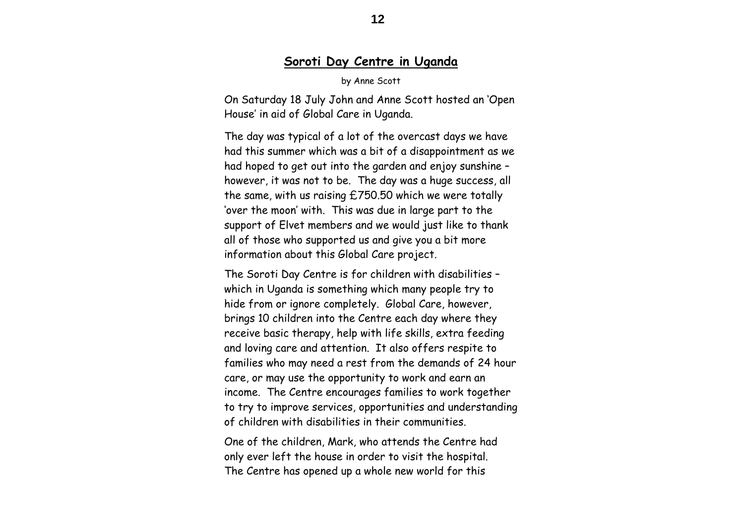## **Soroti Day Centre in Uganda**

by Anne Scott

On Saturday 18 July John and Anne Scott hosted an 'Open House' in aid of Global Care in Uganda.

The day was typical of a lot of the overcast days we have had this summer which was a bit of a disappointment as we had hoped to get out into the garden and enjoy sunshine – however, it was not to be. The day was a huge success, all the same, with us raising £750.50 which we were totally 'over the moon' with. This was due in large part to the support of Elvet members and we would just like to thank all of those who supported us and give you a bit more information about this Global Care project.

The Soroti Day Centre is for children with disabilities – which in Uganda is something which many people try to hide from or ignore completely. Global Care, however, brings 10 children into the Centre each day where they receive basic therapy, help with life skills, extra feeding and loving care and attention. It also offers respite to families who may need a rest from the demands of 24 hour care, or may use the opportunity to work and earn an income. The Centre encourages families to work together to try to improve services, opportunities and understanding of children with disabilities in their communities.

One of the children, Mark, who attends the Centre had only ever left the house in order to visit the hospital. The Centre has opened up a whole new world for this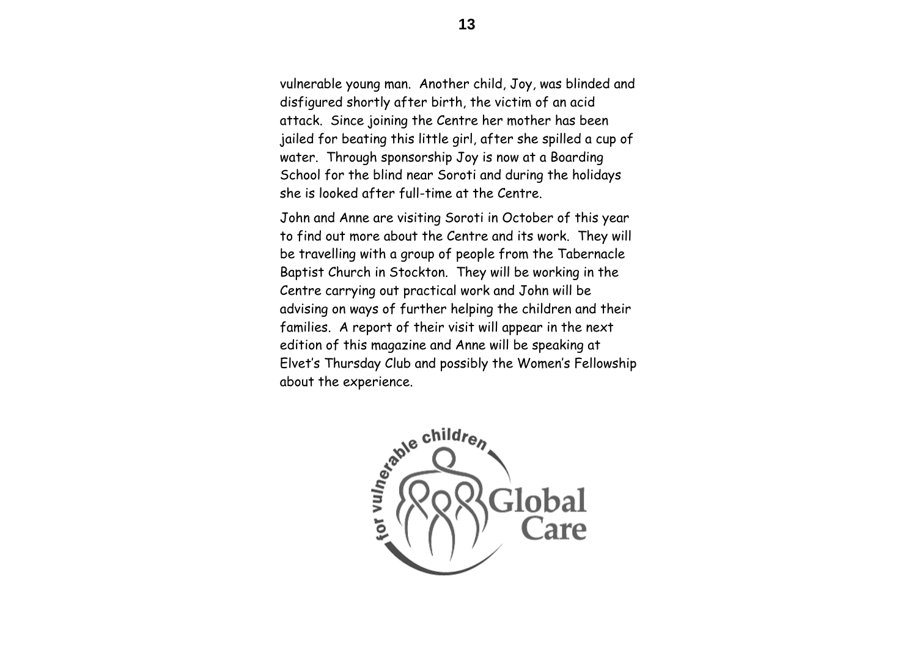vulnerable young man. Another child, Joy, was blinded and disfigured shortly after birth, the victim of an acid attack. Since joining the Centre her mother has been jailed for beating this little girl, after she spilled a cup of water. Through sponsorship Joy is now at a Boarding School for the blind near Soroti and during the holidays she is looked after full-time at the Centre.

John and Anne are visiting Soroti in October of this year to find out more about the Centre and its work. They will be travelling with a group of people from the Tabernacle Baptist Church in Stockton. They will be working in the Centre carrying out practical work and John will be advising on ways of further helping the children and their families. A report of their visit will appear in the next edition of this magazine and Anne will be speaking at Elvet's Thursday Club and possibly the Women's Fellowship about the experience.

for vulnerable children

Global Care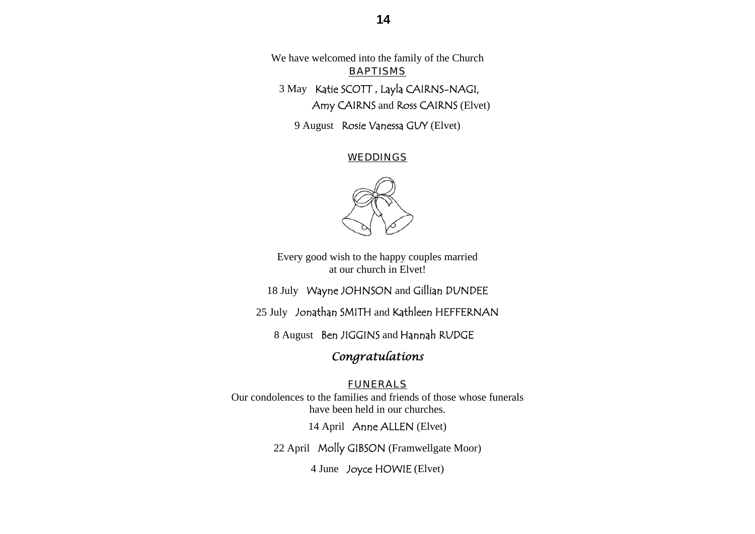We have welcomed into the family of the Church

## BAPTISMS

3 May Katie SCOTT , Layla CAIRNS-NAGI, Amy CAIRNS and Ross CAIRNS (Elvet)

9 August Rosie Vanessa GUY (Elvet)

## WEDDINGS

Every good wish to the happy couples married at our church in Elvet!

18 July Wayne JOHNSON and Gillian DUNDEE

25 July Jonathan SMITH and Kathleen HEFFERNAN

8 August Ben JIGGINS and Hannah RUDGE

***Congratulations***

## FUNERALS

Our condolences to the families and friends of those whose funerals have been held in our churches.

14 April Anne ALLEN (Elvet)

22 April Molly GIBSON (Framwellgate Moor)

4 June Joyce HOWIE (Elvet)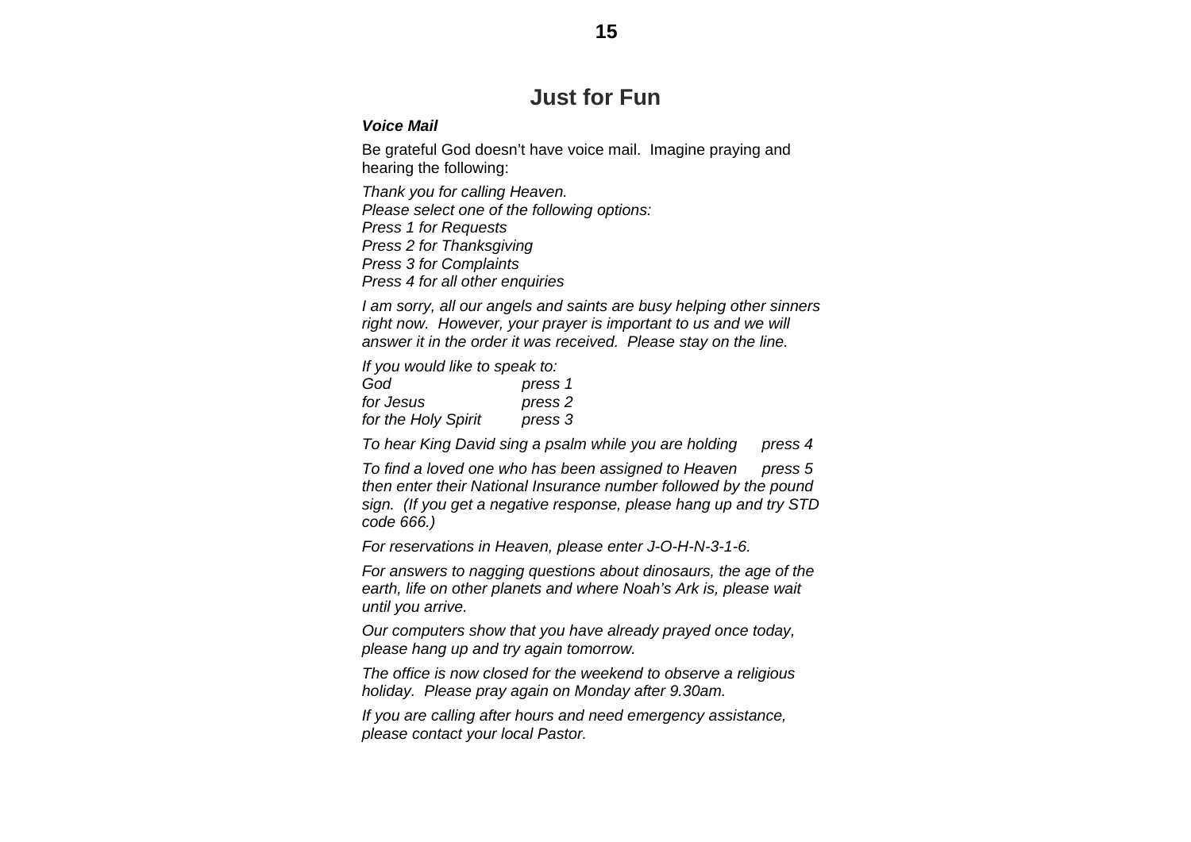## Just for Fun

***Voice Mail***

Be grateful God doesn't have voice mail. Imagine praying and hearing the following:

*Thank you for calling Heaven.*
*Please select one of the following options:*
*Press 1 for Requests*
*Press 2 for Thanksgiving*
*Press 3 for Complaints*
*Press 4 for all other enquiries*

*I am sorry, all our angels and saints are busy helping other sinners right now. However, your prayer is important to us and we will answer it in the order it was received. Please stay on the line.*

*If you would like to speak to:*
*God press 1*
*for Jesus press 2*
*for the Holy Spirit press 3*

*To hear King David sing a psalm while you are holding press 4*

*To find a loved one who has been assigned to Heaven press 5 then enter their National Insurance number followed by the pound sign. (If you get a negative response, please hang up and try STD code 666.)*

*For reservations in Heaven, please enter J-O-H-N-3-1-6.*

*For answers to nagging questions about dinosaurs, the age of the earth, life on other planets and where Noah's Ark is, please wait until you arrive.*

*Our computers show that you have already prayed once today, please hang up and try again tomorrow.*

*The office is now closed for the weekend to observe a religious holiday. Please pray again on Monday after 9.30am.*

*If you are calling after hours and need emergency assistance, please contact your local Pastor.*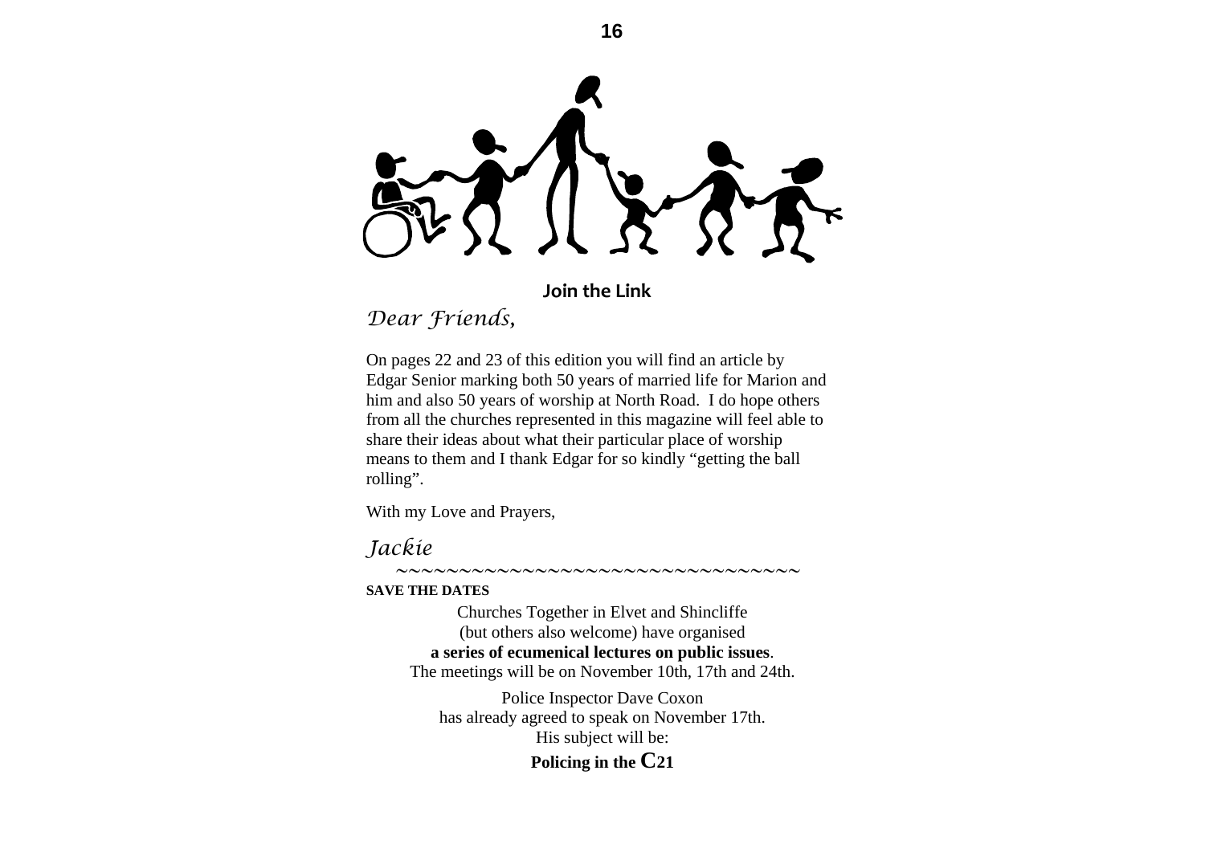## Join the Link

*Dear Friends,*

On pages 22 and 23 of this edition you will find an article by Edgar Senior marking both 50 years of married life for Marion and him and also 50 years of worship at North Road. I do hope others from all the churches represented in this magazine will feel able to share their ideas about what their particular place of worship means to them and I thank Edgar for so kindly "getting the ball rolling".

With my Love and Prayers,

*Jackie*

~~~~~~~~~~~~~~~~~~~~~~~~~~~~~~~~

**SAVE THE DATES**

Churches Together in Elvet and Shincliffe
(but others also welcome) have organised
**a series of ecumenical lectures on public issues**.
The meetings will be on November 10th, 17th and 24th.

Police Inspector Dave Coxon
has already agreed to speak on November 17th.
His subject will be:

**Policing in the C21**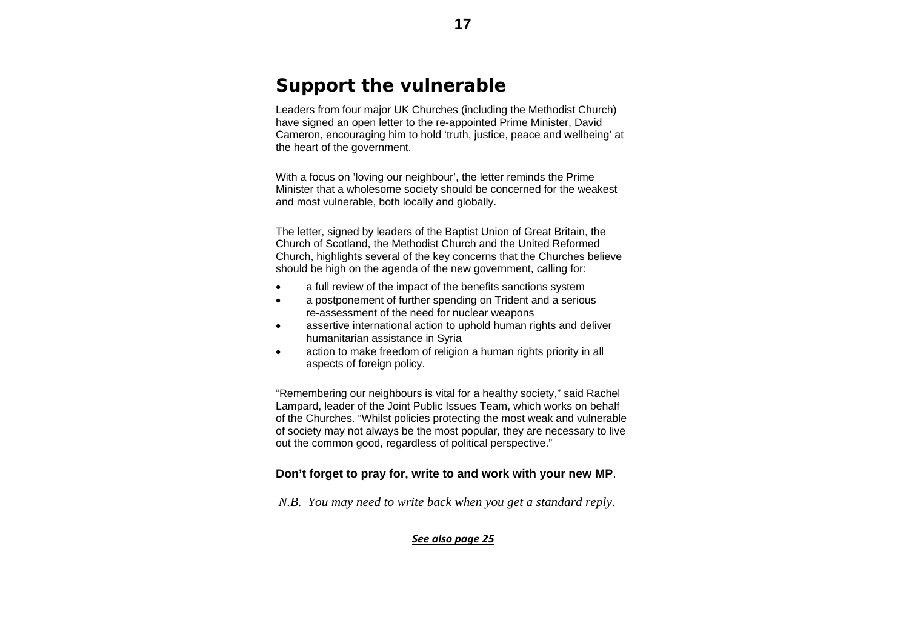# Support the vulnerable

Leaders from four major UK Churches (including the Methodist Church) have signed an open letter to the re-appointed Prime Minister, David Cameron, encouraging him to hold 'truth, justice, peace and wellbeing' at the heart of the government.

With a focus on 'loving our neighbour', the letter reminds the Prime Minister that a wholesome society should be concerned for the weakest and most vulnerable, both locally and globally.

The letter, signed by leaders of the Baptist Union of Great Britain, the Church of Scotland, the Methodist Church and the United Reformed Church, highlights several of the key concerns that the Churches believe should be high on the agenda of the new government, calling for:

- a full review of the impact of the benefits sanctions system
- a postponement of further spending on Trident and a serious re-assessment of the need for nuclear weapons
- assertive international action to uphold human rights and deliver humanitarian assistance in Syria
- action to make freedom of religion a human rights priority in all aspects of foreign policy.

"Remembering our neighbours is vital for a healthy society," said Rachel Lampard, leader of the Joint Public Issues Team, which works on behalf of the Churches. "Whilst policies protecting the most weak and vulnerable of society may not always be the most popular, they are necessary to live out the common good, regardless of political perspective."

**Don't forget to pray for, write to and work with your new MP**.

*N.B. You may need to write back when you get a standard reply.*

***See also page 25***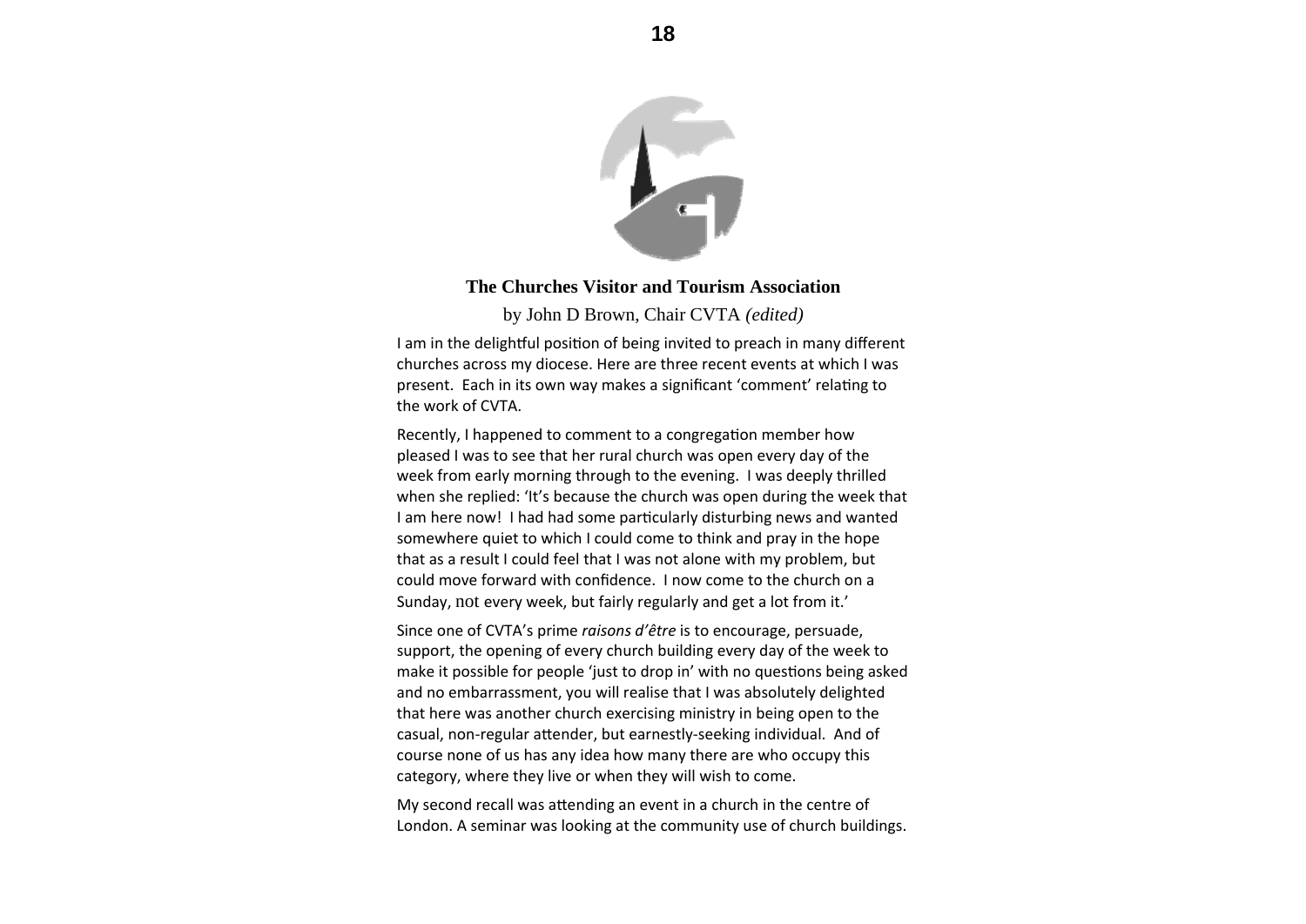## The Churches Visitor and Tourism Association

by John D Brown, Chair CVTA *(edited)*

I am in the delightful position of being invited to preach in many different churches across my diocese. Here are three recent events at which I was present. Each in its own way makes a significant 'comment' relating to the work of CVTA.

Recently, I happened to comment to a congregation member how pleased I was to see that her rural church was open every day of the week from early morning through to the evening. I was deeply thrilled when she replied: 'It's because the church was open during the week that I am here now! I had had some particularly disturbing news and wanted somewhere quiet to which I could come to think and pray in the hope that as a result I could feel that I was not alone with my problem, but could move forward with confidence. I now come to the church on a Sunday, not every week, but fairly regularly and get a lot from it.'

Since one of CVTA's prime *raisons d'être* is to encourage, persuade, support, the opening of every church building every day of the week to make it possible for people 'just to drop in' with no questions being asked and no embarrassment, you will realise that I was absolutely delighted that here was another church exercising ministry in being open to the casual, non-regular attender, but earnestly-seeking individual. And of course none of us has any idea how many there are who occupy this category, where they live or when they will wish to come.

My second recall was attending an event in a church in the centre of London. A seminar was looking at the community use of church buildings.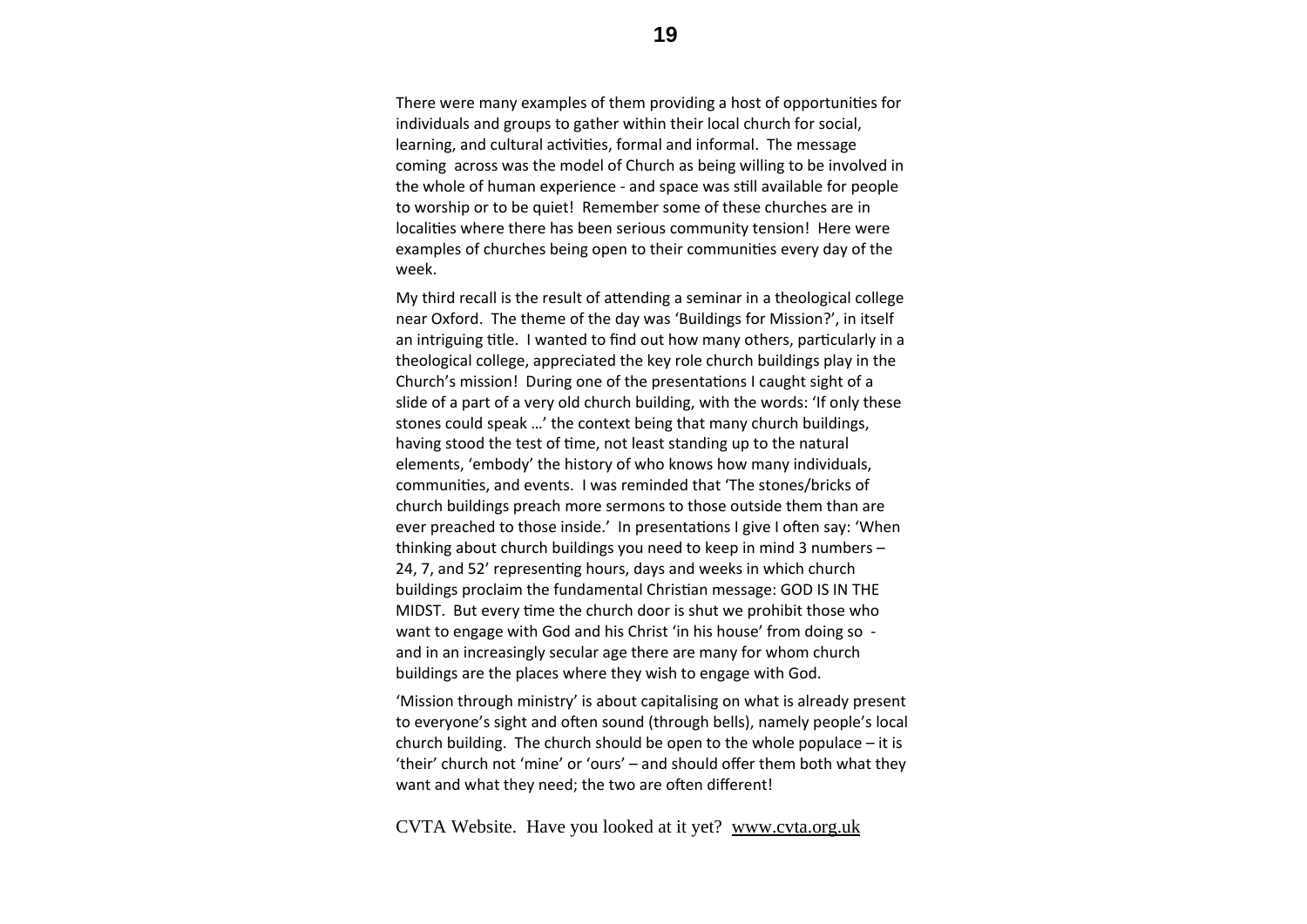There were many examples of them providing a host of opportunities for individuals and groups to gather within their local church for social, learning, and cultural activities, formal and informal. The message coming across was the model of Church as being willing to be involved in the whole of human experience - and space was still available for people to worship or to be quiet! Remember some of these churches are in localities where there has been serious community tension! Here were examples of churches being open to their communities every day of the week.

My third recall is the result of attending a seminar in a theological college near Oxford. The theme of the day was 'Buildings for Mission?', in itself an intriguing title. I wanted to find out how many others, particularly in a theological college, appreciated the key role church buildings play in the Church's mission! During one of the presentations I caught sight of a slide of a part of a very old church building, with the words: 'If only these stones could speak …' the context being that many church buildings, having stood the test of time, not least standing up to the natural elements, 'embody' the history of who knows how many individuals, communities, and events. I was reminded that 'The stones/bricks of church buildings preach more sermons to those outside them than are ever preached to those inside.' In presentations I give I often say: 'When thinking about church buildings you need to keep in mind 3 numbers – 24, 7, and 52' representing hours, days and weeks in which church buildings proclaim the fundamental Christian message: GOD IS IN THE MIDST. But every time the church door is shut we prohibit those who want to engage with God and his Christ 'in his house' from doing so - and in an increasingly secular age there are many for whom church buildings are the places where they wish to engage with God.

'Mission through ministry' is about capitalising on what is already present to everyone's sight and often sound (through bells), namely people's local church building. The church should be open to the whole populace – it is 'their' church not 'mine' or 'ours' – and should offer them both what they want and what they need; the two are often different!

CVTA Website. Have you looked at it yet? [www.cvta.org.uk](http://www.cvta.org.uk)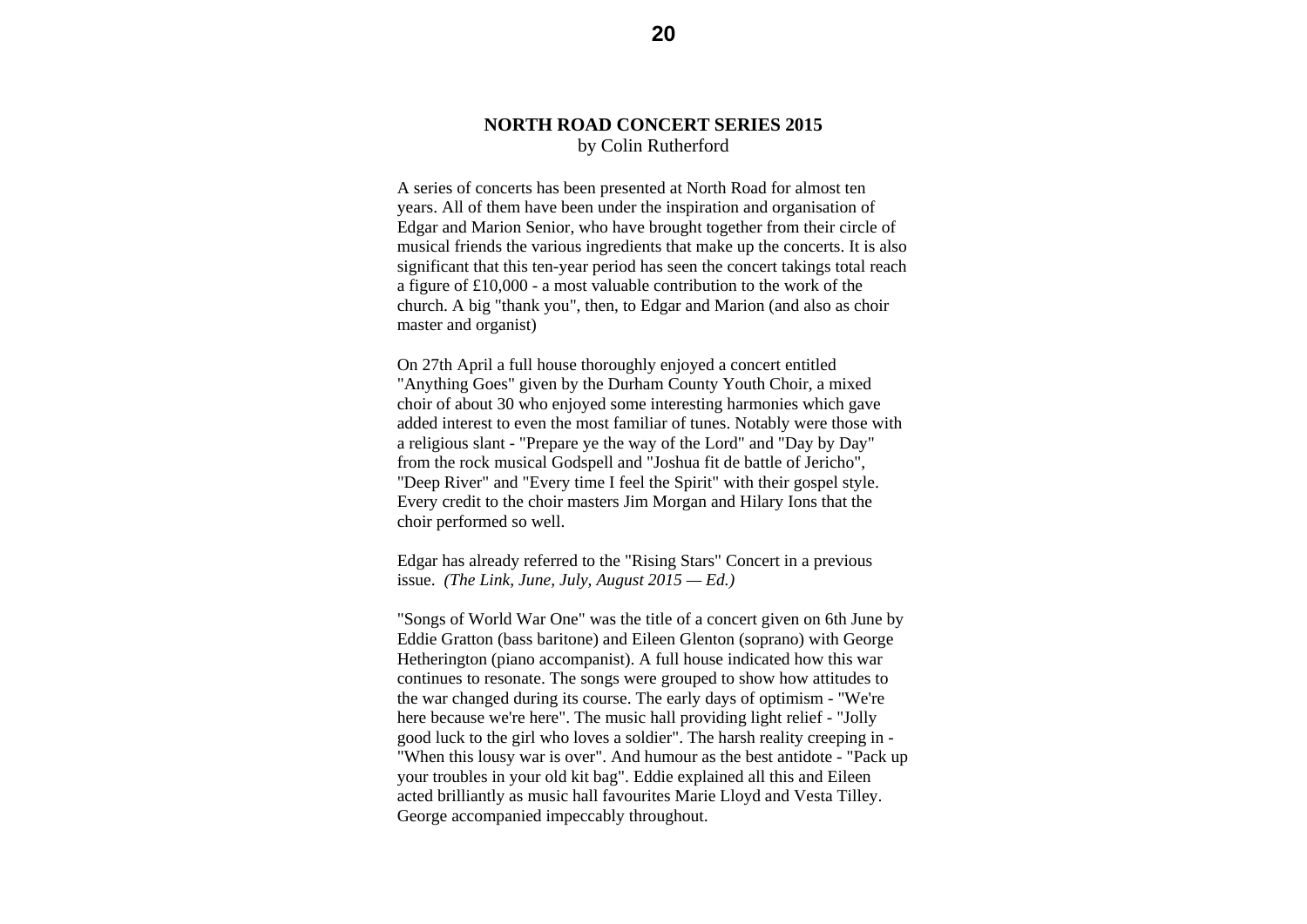## NORTH ROAD CONCERT SERIES 2015

by Colin Rutherford

A series of concerts has been presented at North Road for almost ten years. All of them have been under the inspiration and organisation of Edgar and Marion Senior, who have brought together from their circle of musical friends the various ingredients that make up the concerts. It is also significant that this ten-year period has seen the concert takings total reach a figure of £10,000 - a most valuable contribution to the work of the church. A big "thank you", then, to Edgar and Marion (and also as choir master and organist)

On 27th April a full house thoroughly enjoyed a concert entitled "Anything Goes" given by the Durham County Youth Choir, a mixed choir of about 30 who enjoyed some interesting harmonies which gave added interest to even the most familiar of tunes. Notably were those with a religious slant - "Prepare ye the way of the Lord" and "Day by Day" from the rock musical Godspell and "Joshua fit de battle of Jericho", "Deep River" and "Every time I feel the Spirit" with their gospel style. Every credit to the choir masters Jim Morgan and Hilary Ions that the choir performed so well.

Edgar has already referred to the "Rising Stars" Concert in a previous issue. *(The Link, June, July, August 2015 — Ed.)*

"Songs of World War One" was the title of a concert given on 6th June by Eddie Gratton (bass baritone) and Eileen Glenton (soprano) with George Hetherington (piano accompanist). A full house indicated how this war continues to resonate. The songs were grouped to show how attitudes to the war changed during its course. The early days of optimism - "We're here because we're here". The music hall providing light relief - "Jolly good luck to the girl who loves a soldier". The harsh reality creeping in - "When this lousy war is over". And humour as the best antidote - "Pack up your troubles in your old kit bag". Eddie explained all this and Eileen acted brilliantly as music hall favourites Marie Lloyd and Vesta Tilley. George accompanied impeccably throughout.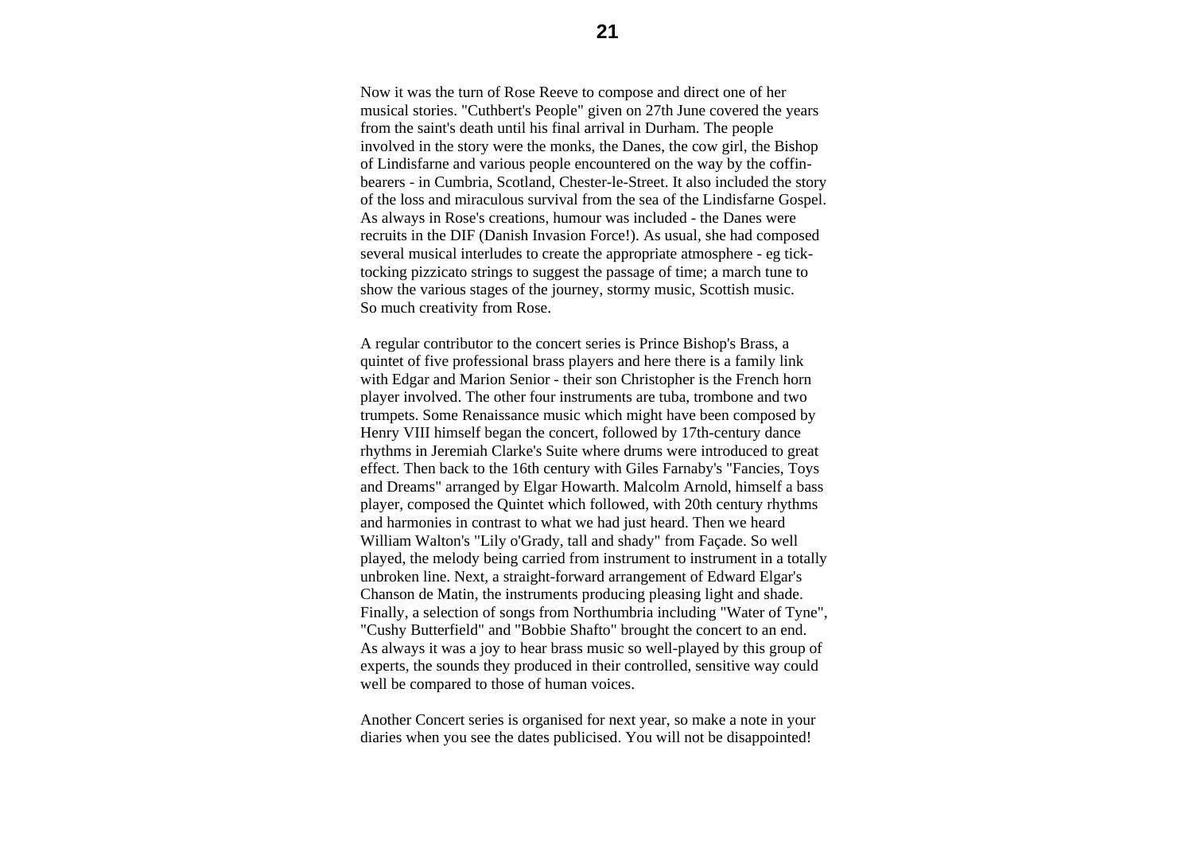Now it was the turn of Rose Reeve to compose and direct one of her musical stories. "Cuthbert's People" given on 27th June covered the years from the saint's death until his final arrival in Durham. The people involved in the story were the monks, the Danes, the cow girl, the Bishop of Lindisfarne and various people encountered on the way by the coffin-bearers - in Cumbria, Scotland, Chester-le-Street. It also included the story of the loss and miraculous survival from the sea of the Lindisfarne Gospel. As always in Rose's creations, humour was included - the Danes were recruits in the DIF (Danish Invasion Force!). As usual, she had composed several musical interludes to create the appropriate atmosphere - eg tick-tocking pizzicato strings to suggest the passage of time; a march tune to show the various stages of the journey, stormy music, Scottish music. So much creativity from Rose.

A regular contributor to the concert series is Prince Bishop's Brass, a quintet of five professional brass players and here there is a family link with Edgar and Marion Senior - their son Christopher is the French horn player involved. The other four instruments are tuba, trombone and two trumpets. Some Renaissance music which might have been composed by Henry VIII himself began the concert, followed by 17th-century dance rhythms in Jeremiah Clarke's Suite where drums were introduced to great effect. Then back to the 16th century with Giles Farnaby's "Fancies, Toys and Dreams" arranged by Elgar Howarth. Malcolm Arnold, himself a bass player, composed the Quintet which followed, with 20th century rhythms and harmonies in contrast to what we had just heard. Then we heard William Walton's "Lily o'Grady, tall and shady" from Façade. So well played, the melody being carried from instrument to instrument in a totally unbroken line. Next, a straight-forward arrangement of Edward Elgar's Chanson de Matin, the instruments producing pleasing light and shade. Finally, a selection of songs from Northumbria including "Water of Tyne", "Cushy Butterfield" and "Bobbie Shafto" brought the concert to an end. As always it was a joy to hear brass music so well-played by this group of experts, the sounds they produced in their controlled, sensitive way could well be compared to those of human voices.

Another Concert series is organised for next year, so make a note in your diaries when you see the dates publicised. You will not be disappointed!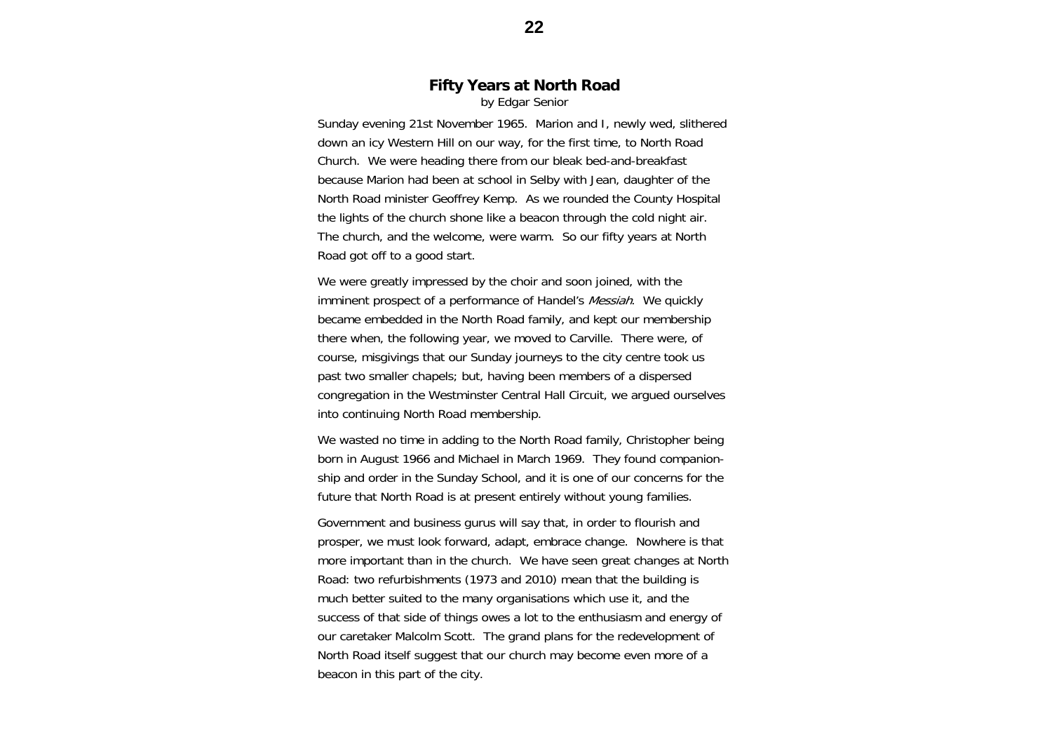## Fifty Years at North Road

by Edgar Senior

Sunday evening 21st November 1965. Marion and I, newly wed, slithered down an icy Western Hill on our way, for the first time, to North Road Church. We were heading there from our bleak bed-and-breakfast because Marion had been at school in Selby with Jean, daughter of the North Road minister Geoffrey Kemp. As we rounded the County Hospital the lights of the church shone like a beacon through the cold night air. The church, and the welcome, were warm. So our fifty years at North Road got off to a good start.

We were greatly impressed by the choir and soon joined, with the imminent prospect of a performance of Handel's *Messiah*. We quickly became embedded in the North Road family, and kept our membership there when, the following year, we moved to Carville. There were, of course, misgivings that our Sunday journeys to the city centre took us past two smaller chapels; but, having been members of a dispersed congregation in the Westminster Central Hall Circuit, we argued ourselves into continuing North Road membership.

We wasted no time in adding to the North Road family, Christopher being born in August 1966 and Michael in March 1969. They found companionship and order in the Sunday School, and it is one of our concerns for the future that North Road is at present entirely without young families.

Government and business gurus will say that, in order to flourish and prosper, we must look forward, adapt, embrace change. Nowhere is that more important than in the church. We have seen great changes at North Road: two refurbishments (1973 and 2010) mean that the building is much better suited to the many organisations which use it, and the success of that side of things owes a lot to the enthusiasm and energy of our caretaker Malcolm Scott. The grand plans for the redevelopment of North Road itself suggest that our church may become even more of a beacon in this part of the city.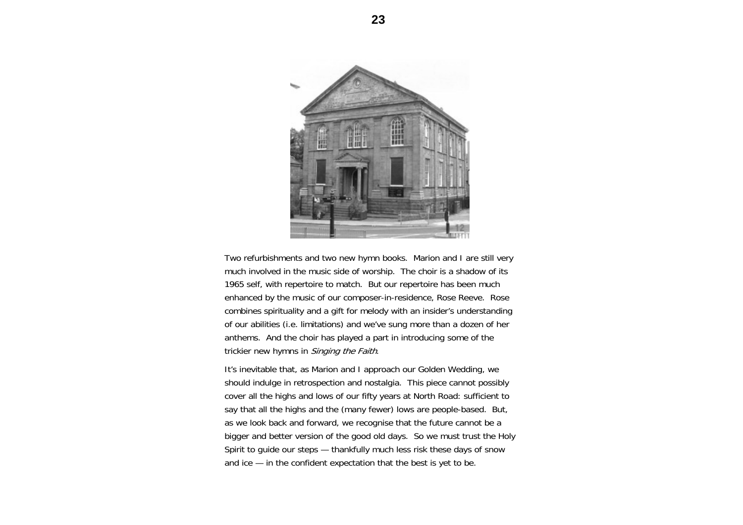Two refurbishments and two new hymn books. Marion and I are still very much involved in the music side of worship. The choir is a shadow of its 1965 self, with repertoire to match. But our repertoire has been much enhanced by the music of our composer-in-residence, Rose Reeve. Rose combines spirituality and a gift for melody with an insider's understanding of our abilities (i.e. limitations) and we've sung more than a dozen of her anthems. And the choir has played a part in introducing some of the trickier new hymns in *Singing the Faith*.

It's inevitable that, as Marion and I approach our Golden Wedding, we should indulge in retrospection and nostalgia. This piece cannot possibly cover all the highs and lows of our fifty years at North Road: sufficient to say that all the highs and the (many fewer) lows are people-based. But, as we look back and forward, we recognise that the future cannot be a bigger and better version of the good old days. So we must trust the Holy Spirit to guide our steps — thankfully much less risk these days of snow and ice — in the confident expectation that the best is yet to be.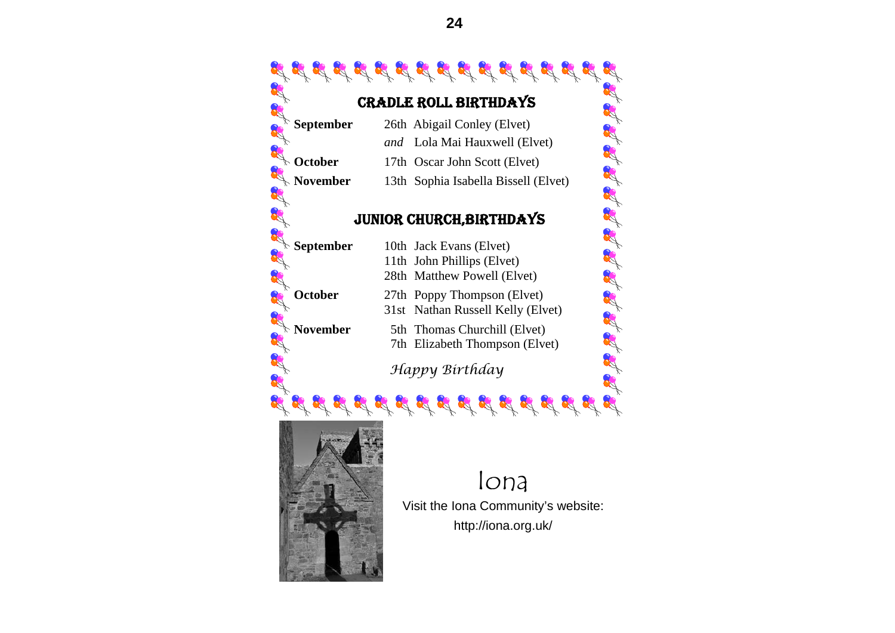## CRADLE ROLL BIRTHDAYS

| | |
|---|---|
| **September** | 26th Abigail Conley (Elvet) |
| | *and* Lola Mai Hauxwell (Elvet) |
| **October** | 17th Oscar John Scott (Elvet) |
| **November** | 13th Sophia Isabella Bissell (Elvet) |

## JUNIOR CHURCH,BIRTHDAYS

| | |
|---|---|
| **September** | 10th Jack Evans (Elvet) |
| | 11th John Phillips (Elvet) |
| | 28th Matthew Powell (Elvet) |
| **October** | 27th Poppy Thompson (Elvet) |
| | 31st Nathan Russell Kelly (Elvet) |
| **November** | 5th Thomas Churchill (Elvet) |
| | 7th Elizabeth Thompson (Elvet) |

*Happy Birthday*

# Iona

Visit the Iona Community's website:

http://iona.org.uk/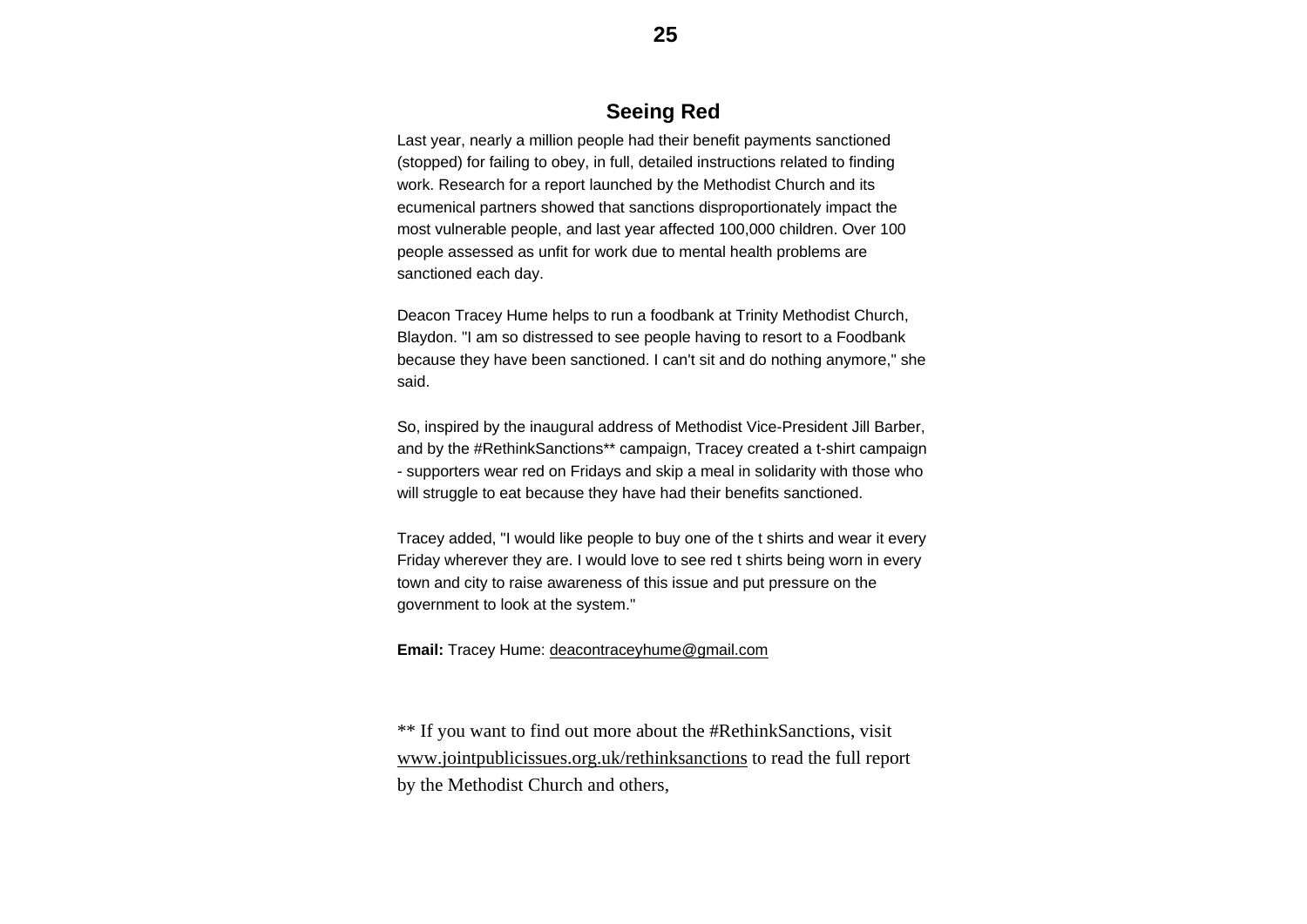## Seeing Red

Last year, nearly a million people had their benefit payments sanctioned (stopped) for failing to obey, in full, detailed instructions related to finding work. Research for a report launched by the Methodist Church and its ecumenical partners showed that sanctions disproportionately impact the most vulnerable people, and last year affected 100,000 children. Over 100 people assessed as unfit for work due to mental health problems are sanctioned each day.

Deacon Tracey Hume helps to run a foodbank at Trinity Methodist Church, Blaydon. "I am so distressed to see people having to resort to a Foodbank because they have been sanctioned. I can't sit and do nothing anymore," she said.

So, inspired by the inaugural address of Methodist Vice-President Jill Barber, and by the #RethinkSanctions** campaign, Tracey created a t-shirt campaign - supporters wear red on Fridays and skip a meal in solidarity with those who will struggle to eat because they have had their benefits sanctioned.

Tracey added, "I would like people to buy one of the t shirts and wear it every Friday wherever they are. I would love to see red t shirts being worn in every town and city to raise awareness of this issue and put pressure on the government to look at the system."

**Email:** Tracey Hume: deacontraceyhume@gmail.com

** If you want to find out more about the #RethinkSanctions, visit www.jointpublicissues.org.uk/rethinksanctions to read the full report by the Methodist Church and others,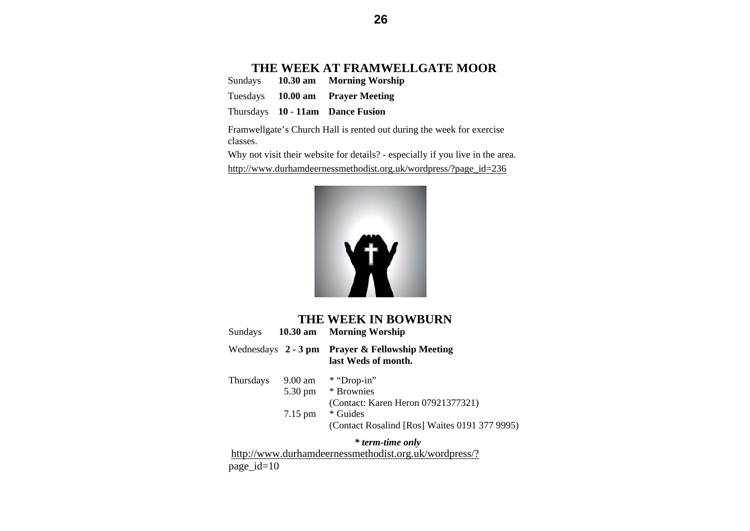## THE WEEK AT FRAMWELLGATE MOOR

| | | |
|---|---|---|
| Sundays | **10.30 am** | **Morning Worship** |
| Tuesdays | **10.00 am** | **Prayer Meeting** |
| Thursdays | **10 - 11am** | **Dance Fusion** |

Framwellgate's Church Hall is rented out during the week for exercise classes.

Why not visit their website for details? - especially if you live in the area.

http://www.durhamdeernessmethodist.org.uk/wordpress/?page_id=236

## THE WEEK IN BOWBURN

| | | |
|---|---|---|
| Sundays | **10.30 am** | **Morning Worship** |
| Wednesdays | **2 - 3 pm** | **Prayer & Fellowship Meeting last Weds of month.** |
| Thursdays | 9.00 am | * "Drop-in" |
| | 5.30 pm | * Brownies (Contact: Karen Heron 07921377321) |
| | 7.15 pm | * Guides (Contact Rosalind [Ros] Waites 0191 377 9995) |

***\* term-time only***

http://www.durhamdeernessmethodist.org.uk/wordpress/?page_id=10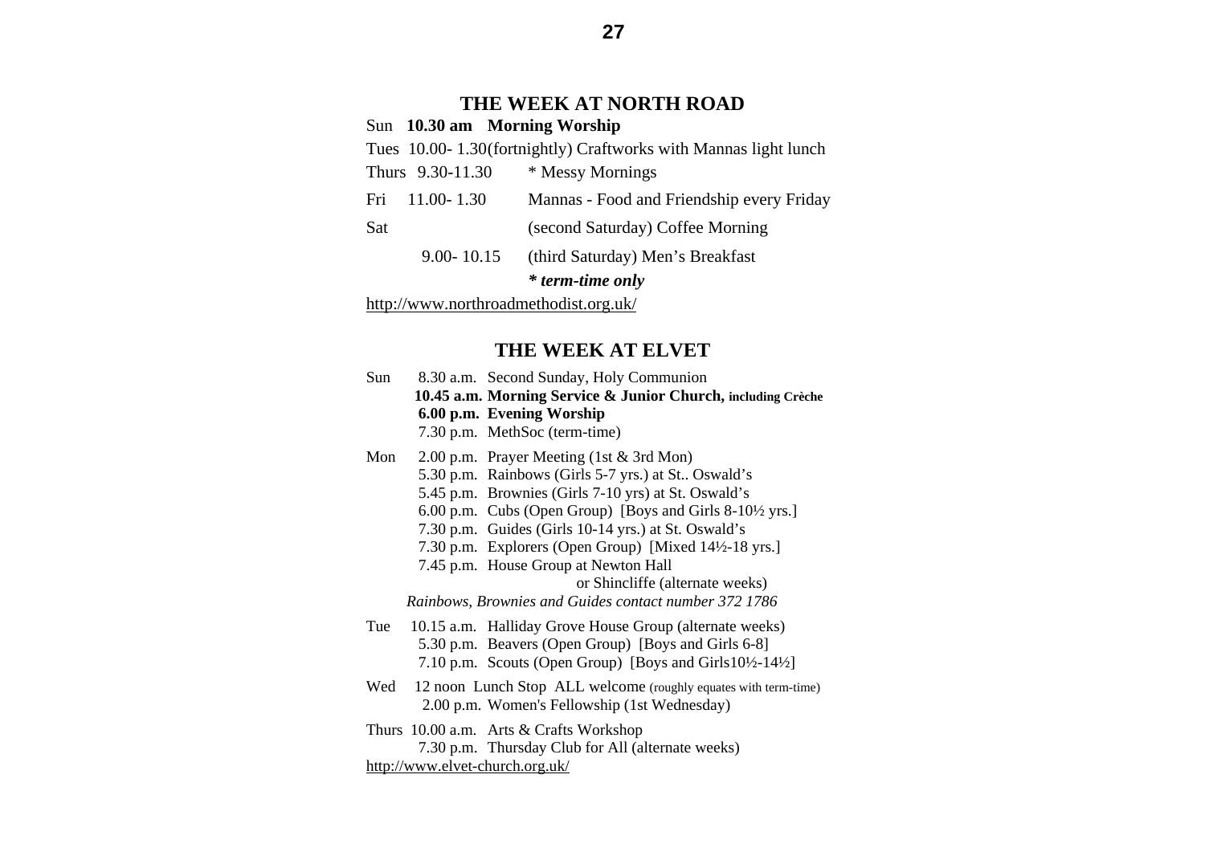## THE WEEK AT NORTH ROAD

Sun **10.30 am Morning Worship**

Tues 10.00- 1.30(fortnightly) Craftworks with Mannas light lunch

Thurs 9.30-11.30 * Messy Mornings

Fri 11.00- 1.30 Mannas - Food and Friendship every Friday

Sat (second Saturday) Coffee Morning

9.00- 10.15 (third Saturday) Men's Breakfast

***\* term-time only***

http://www.northroadmethodist.org.uk/

## THE WEEK AT ELVET

Sun 8.30 a.m. Second Sunday, Holy Communion
**10.45 a.m. Morning Service & Junior Church,** **including Crèche**
**6.00 p.m. Evening Worship**
7.30 p.m. MethSoc (term-time)

Mon 2.00 p.m. Prayer Meeting (1st & 3rd Mon)
5.30 p.m. Rainbows (Girls 5-7 yrs.) at St.. Oswald's
5.45 p.m. Brownies (Girls 7-10 yrs) at St. Oswald's
6.00 p.m. Cubs (Open Group) [Boys and Girls 8-10½ yrs.]
7.30 p.m. Guides (Girls 10-14 yrs.) at St. Oswald's
7.30 p.m. Explorers (Open Group) [Mixed 14½-18 yrs.]
7.45 p.m. House Group at Newton Hall
or Shincliffe (alternate weeks)

*Rainbows, Brownies and Guides contact number 372 1786*

Tue 10.15 a.m. Halliday Grove House Group (alternate weeks)
5.30 p.m. Beavers (Open Group) [Boys and Girls 6-8]
7.10 p.m. Scouts (Open Group) [Boys and Girls10½-14½]

Wed 12 noon Lunch Stop ALL welcome (roughly equates with term-time)
2.00 p.m. Women's Fellowship (1st Wednesday)

Thurs 10.00 a.m. Arts & Crafts Workshop
7.30 p.m. Thursday Club for All (alternate weeks)

http://www.elvet-church.org.uk/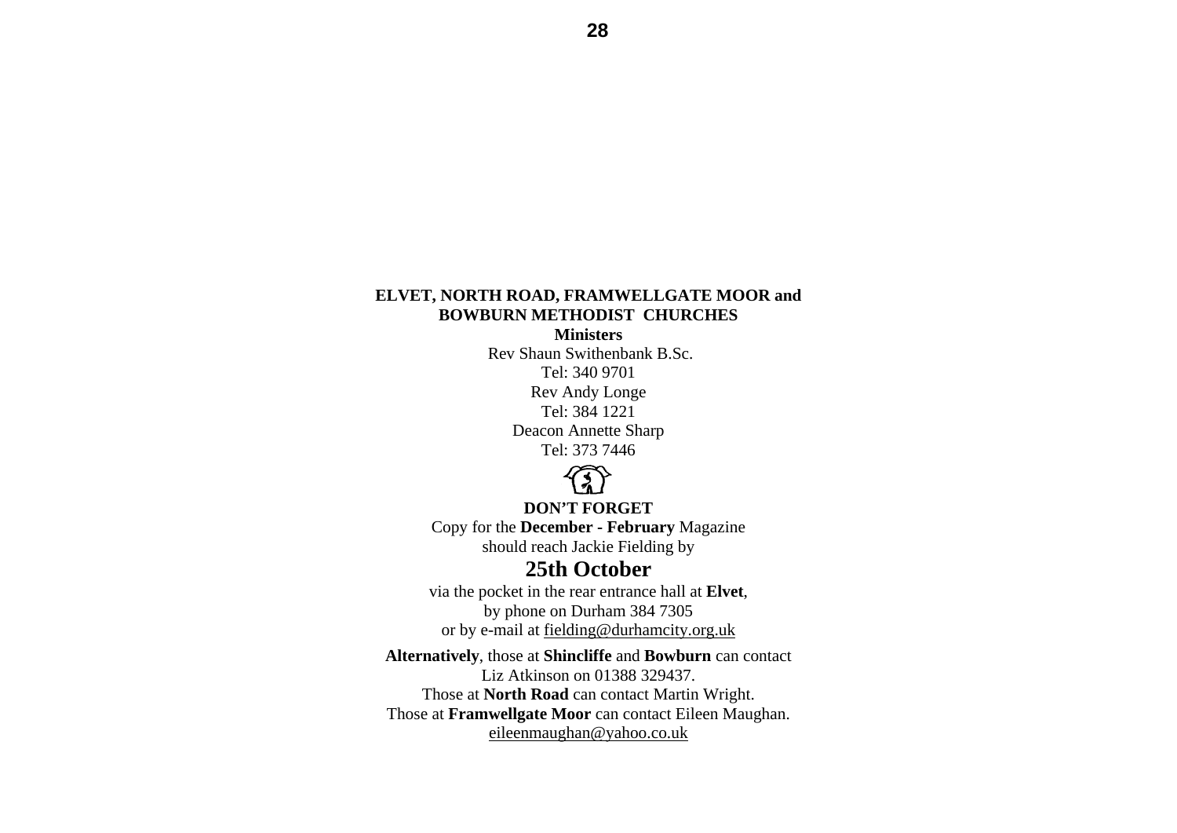**ELVET, NORTH ROAD, FRAMWELLGATE MOOR and BOWBURN METHODIST CHURCHES**

**Ministers**

Rev Shaun Swithenbank B.Sc.
Tel: 340 9701

Rev Andy Longe
Tel: 384 1221

Deacon Annette Sharp
Tel: 373 7446

**DON'T FORGET**

Copy for the **December - February** Magazine should reach Jackie Fielding by

**25th October**

via the pocket in the rear entrance hall at **Elvet**,
by phone on Durham 384 7305
or by e-mail at fielding@durhamcity.org.uk

**Alternatively**, those at **Shincliffe** and **Bowburn** can contact Liz Atkinson on 01388 329437.
Those at **North Road** can contact Martin Wright.
Those at **Framwellgate Moor** can contact Eileen Maughan.
eileenmaughan@yahoo.co.uk